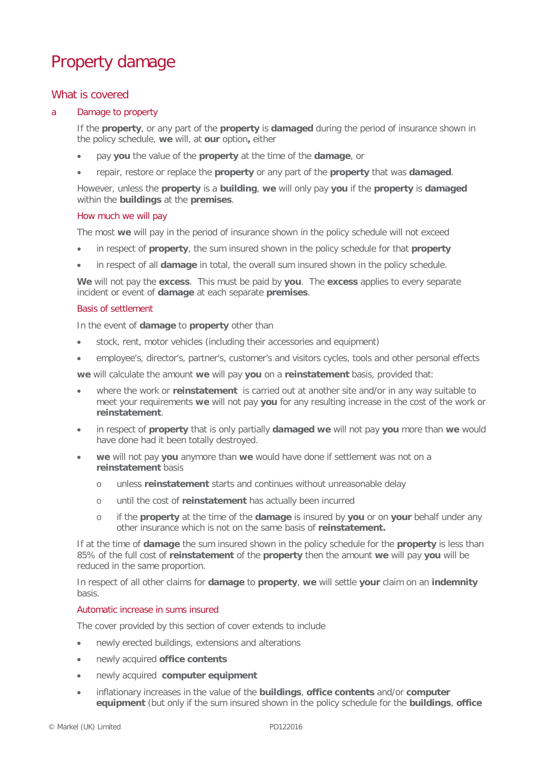# Property damage

## What is covered

### a Damage to property

If the **property**, or any part of the **property** is **damaged** during the period of insurance shown in the policy schedule, **we** will, at **our** option**,** either

- pay **you** the value of the **property** at the time of the **damage**, or
- repair, restore or replace the **property** or any part of the **property** that was **damaged**.

However, unless the **property** is a **building**, **we** will only pay **you** if the **property** is **damaged** within the **buildings** at the **premises**.

#### How much we will pay

The most **we** will pay in the period of insurance shown in the policy schedule will not exceed

- in respect of **property**, the sum insured shown in the policy schedule for that **property**
- in respect of all **damage** in total, the overall sum insured shown in the policy schedule.

**We** will not pay the **excess**. This must be paid by **you**. The **excess** applies to every separate incident or event of **damage** at each separate **premises**.

#### Basis of settlement

In the event of **damage** to **property** other than

- stock, rent, motor vehicles (including their accessories and equipment)
- employee's, director's, partner's, customer's and visitors cycles, tools and other personal effects

**we** will calculate the amount **we** will pay **you** on a **reinstatement** basis, provided that:

- where the work or **reinstatement** is carried out at another site and/or in any way suitable to meet your requirements **we** will not pay **you** for any resulting increase in the cost of the work or **reinstatement**.
- in respect of **property** that is only partially **damaged we** will not pay **you** more than **we** would have done had it been totally destroyed.
- **we** will not pay **you** anymore than **we** would have done if settlement was not on a **reinstatement** basis
  - unless **reinstatement** starts and continues without unreasonable delay
  - until the cost of **reinstatement** has actually been incurred
  - if the **property** at the time of the **damage** is insured by **you** or on **your** behalf under any other insurance which is not on the same basis of **reinstatement.**

If at the time of **damage** the sum insured shown in the policy schedule for the **property** is less than 85% of the full cost of **reinstatement** of the **property** then the amount **we** will pay **you** will be reduced in the same proportion.

In respect of all other claims for **damage** to **property**, **we** will settle **your** claim on an **indemnity** basis.

#### Automatic increase in sums insured

The cover provided by this section of cover extends to include

- newly erected buildings, extensions and alterations
- newly acquired **office contents**
- newly acquired **computer equipment**
- inflationary increases in the value of the **buildings**, **office contents** and/or **computer equipment** (but only if the sum insured shown in the policy schedule for the **buildings**, **office**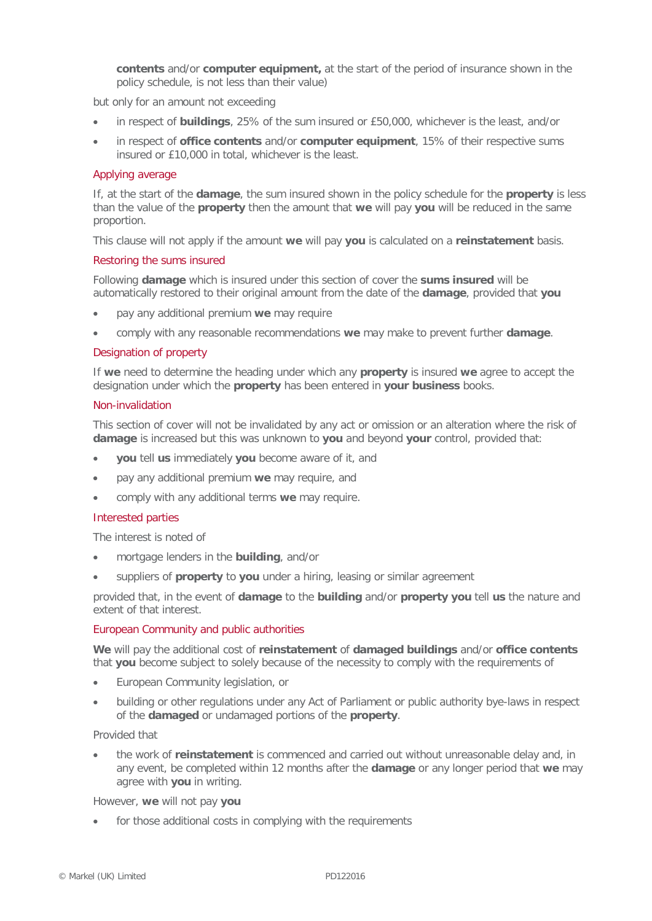**contents** and/or **computer equipment,** at the start of the period of insurance shown in the policy schedule, is not less than their value)

but only for an amount not exceeding

- in respect of **buildings**, 25% of the sum insured or £50,000, whichever is the least, and/or
- in respect of **office contents** and/or **computer equipment**, 15% of their respective sums insured or £10,000 in total, whichever is the least.

### Applying average

If, at the start of the **damage**, the sum insured shown in the policy schedule for the **property** is less than the value of the **property** then the amount that **we** will pay **you** will be reduced in the same proportion.

This clause will not apply if the amount **we** will pay **you** is calculated on a **reinstatement** basis.

### Restoring the sums insured

Following **damage** which is insured under this section of cover the **sums insured** will be automatically restored to their original amount from the date of the **damage**, provided that **you**

- pay any additional premium **we** may require
- comply with any reasonable recommendations **we** may make to prevent further **damage**.

### Designation of property

If **we** need to determine the heading under which any **property** is insured **we** agree to accept the designation under which the **property** has been entered in **your business** books.

### Non-invalidation

This section of cover will not be invalidated by any act or omission or an alteration where the risk of **damage** is increased but this was unknown to **you** and beyond **your** control, provided that:

- **you** tell **us** immediately **you** become aware of it, and
- pay any additional premium **we** may require, and
- comply with any additional terms **we** may require.

### Interested parties

The interest is noted of

- mortgage lenders in the **building**, and/or
- suppliers of **property** to **you** under a hiring, leasing or similar agreement

provided that, in the event of **damage** to the **building** and/or **property you** tell **us** the nature and extent of that interest.

### European Community and public authorities

**We** will pay the additional cost of **reinstatement** of **damaged buildings** and/or **office contents** that **you** become subject to solely because of the necessity to comply with the requirements of

- European Community legislation, or
- building or other regulations under any Act of Parliament or public authority bye-laws in respect of the **damaged** or undamaged portions of the **property**.

Provided that

- the work of **reinstatement** is commenced and carried out without unreasonable delay and, in any event, be completed within 12 months after the **damage** or any longer period that **we** may agree with **you** in writing.

However, **we** will not pay **you**

- for those additional costs in complying with the requirements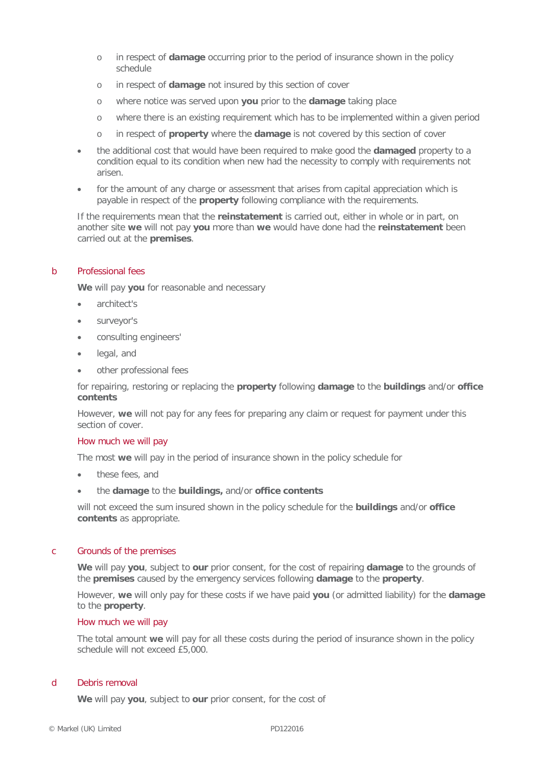- in respect of **damage** occurring prior to the period of insurance shown in the policy schedule
    - in respect of **damage** not insured by this section of cover
    - where notice was served upon **you** prior to the **damage** taking place
    - where there is an existing requirement which has to be implemented within a given period
    - in respect of **property** where the **damage** is not covered by this section of cover
- the additional cost that would have been required to make good the **damaged** property to a condition equal to its condition when new had the necessity to comply with requirements not arisen.
- for the amount of any charge or assessment that arises from capital appreciation which is payable in respect of the **property** following compliance with the requirements.

If the requirements mean that the **reinstatement** is carried out, either in whole or in part, on another site **we** will not pay **you** more than **we** would have done had the **reinstatement** been carried out at the **premises**.

## b Professional fees

**We** will pay **you** for reasonable and necessary

- architect's
- surveyor's
- consulting engineers'
- legal, and
- other professional fees

for repairing, restoring or replacing the **property** following **damage** to the **buildings** and/or **office contents**

However, **we** will not pay for any fees for preparing any claim or request for payment under this section of cover.

### How much we will pay

The most **we** will pay in the period of insurance shown in the policy schedule for

- these fees, and
- the **damage** to the **buildings,** and/or **office contents**

will not exceed the sum insured shown in the policy schedule for the **buildings** and/or **office contents** as appropriate.

## c Grounds of the premises

**We** will pay **you**, subject to **our** prior consent, for the cost of repairing **damage** to the grounds of the **premises** caused by the emergency services following **damage** to the **property**.

However, **we** will only pay for these costs if we have paid **you** (or admitted liability) for the **damage** to the **property**.

### How much we will pay

The total amount **we** will pay for all these costs during the period of insurance shown in the policy schedule will not exceed £5,000.

## d Debris removal

**We** will pay **you**, subject to **our** prior consent, for the cost of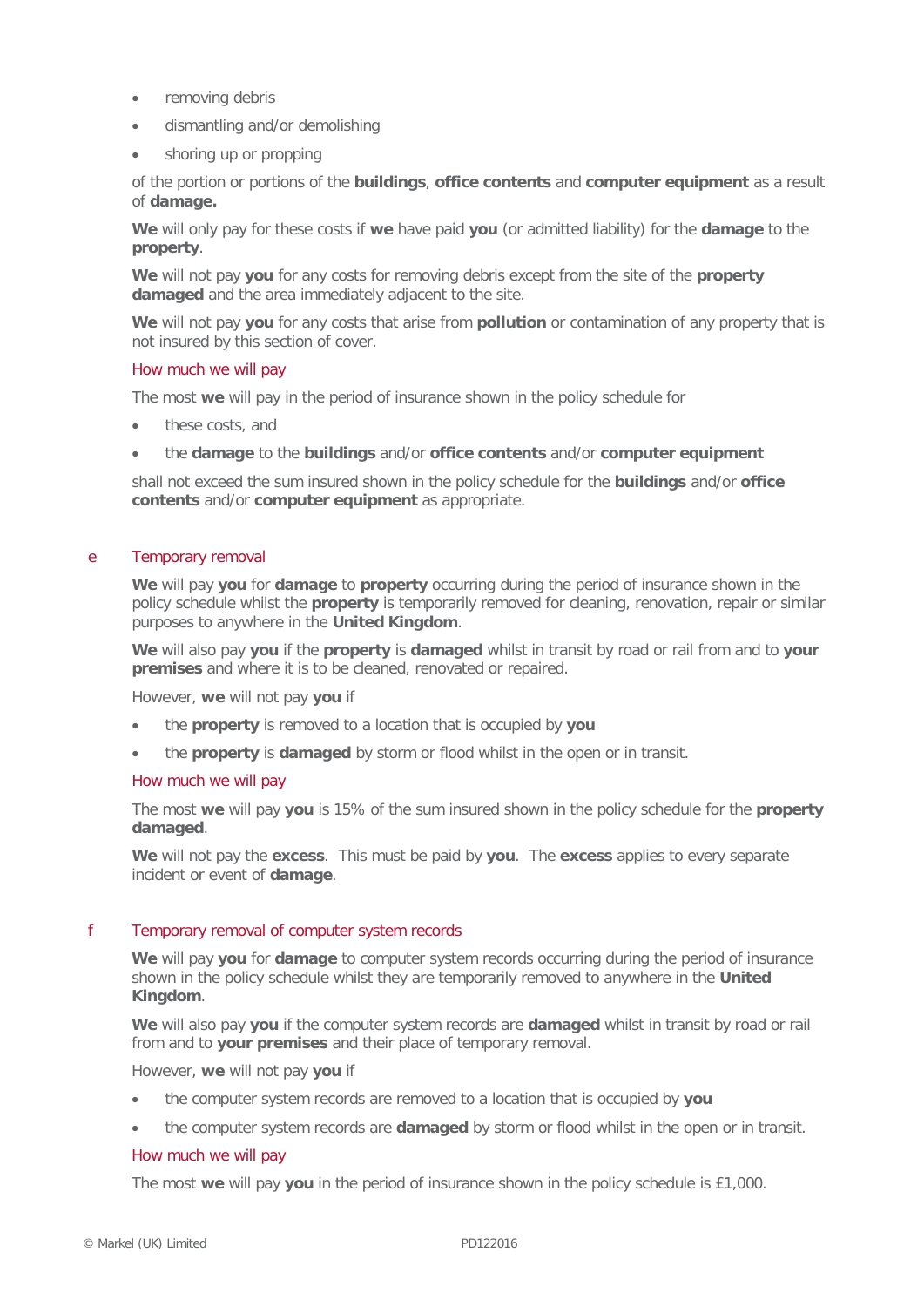- removing debris
- dismantling and/or demolishing
- shoring up or propping

of the portion or portions of the **buildings**, **office contents** and **computer equipment** as a result of **damage.**

**We** will only pay for these costs if **we** have paid **you** (or admitted liability) for the **damage** to the **property**.

**We** will not pay **you** for any costs for removing debris except from the site of the **property damaged** and the area immediately adjacent to the site.

**We** will not pay **you** for any costs that arise from **pollution** or contamination of any property that is not insured by this section of cover.

### How much we will pay

The most **we** will pay in the period of insurance shown in the policy schedule for

- these costs, and
- the **damage** to the **buildings** and/or **office contents** and/or **computer equipment**

shall not exceed the sum insured shown in the policy schedule for the **buildings** and/or **office contents** and/or **computer equipment** as appropriate.

## e Temporary removal

**We** will pay **you** for **damage** to **property** occurring during the period of insurance shown in the policy schedule whilst the **property** is temporarily removed for cleaning, renovation, repair or similar purposes to anywhere in the **United Kingdom**.

**We** will also pay **you** if the **property** is **damaged** whilst in transit by road or rail from and to **your premises** and where it is to be cleaned, renovated or repaired.

However, **we** will not pay **you** if

- the **property** is removed to a location that is occupied by **you**
- the **property** is **damaged** by storm or flood whilst in the open or in transit.

### How much we will pay

The most **we** will pay **you** is 15% of the sum insured shown in the policy schedule for the **property damaged**.

**We** will not pay the **excess**. This must be paid by **you**. The **excess** applies to every separate incident or event of **damage**.

## f Temporary removal of computer system records

**We** will pay **you** for **damage** to computer system records occurring during the period of insurance shown in the policy schedule whilst they are temporarily removed to anywhere in the **United Kingdom**.

**We** will also pay **you** if the computer system records are **damaged** whilst in transit by road or rail from and to **your premises** and their place of temporary removal.

However, **we** will not pay **you** if

- the computer system records are removed to a location that is occupied by **you**
- the computer system records are **damaged** by storm or flood whilst in the open or in transit.

### How much we will pay

The most **we** will pay **you** in the period of insurance shown in the policy schedule is £1,000.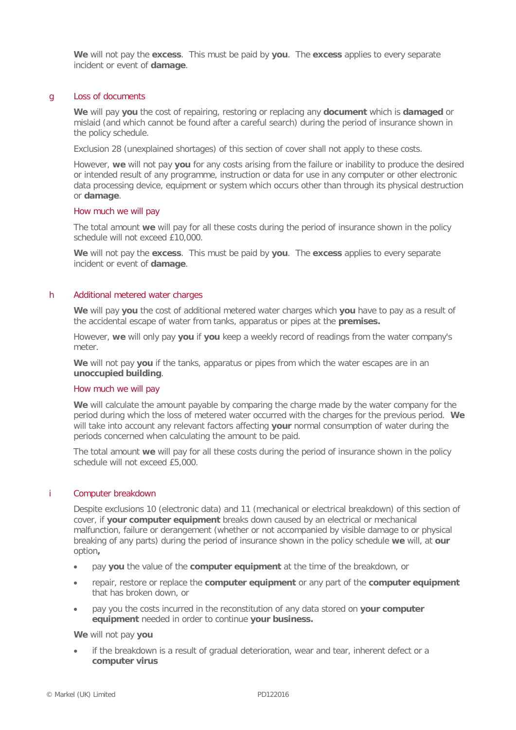**We** will not pay the **excess**. This must be paid by **you**. The **excess** applies to every separate incident or event of **damage**.

## g Loss of documents

**We** will pay **you** the cost of repairing, restoring or replacing any **document** which is **damaged** or mislaid (and which cannot be found after a careful search) during the period of insurance shown in the policy schedule.

Exclusion 28 (unexplained shortages) of this section of cover shall not apply to these costs.

However, **we** will not pay **you** for any costs arising from the failure or inability to produce the desired or intended result of any programme, instruction or data for use in any computer or other electronic data processing device, equipment or system which occurs other than through its physical destruction or **damage**.

### How much we will pay

The total amount **we** will pay for all these costs during the period of insurance shown in the policy schedule will not exceed £10,000.

**We** will not pay the **excess**. This must be paid by **you**. The **excess** applies to every separate incident or event of **damage**.

## h Additional metered water charges

**We** will pay **you** the cost of additional metered water charges which **you** have to pay as a result of the accidental escape of water from tanks, apparatus or pipes at the **premises.**

However, **we** will only pay **you** if **you** keep a weekly record of readings from the water company's meter.

**We** will not pay **you** if the tanks, apparatus or pipes from which the water escapes are in an **unoccupied building**.

### How much we will pay

**We** will calculate the amount payable by comparing the charge made by the water company for the period during which the loss of metered water occurred with the charges for the previous period. **We** will take into account any relevant factors affecting **your** normal consumption of water during the periods concerned when calculating the amount to be paid.

The total amount **we** will pay for all these costs during the period of insurance shown in the policy schedule will not exceed £5,000.

## i Computer breakdown

Despite exclusions 10 (electronic data) and 11 (mechanical or electrical breakdown) of this section of cover, if **your computer equipment** breaks down caused by an electrical or mechanical malfunction, failure or derangement (whether or not accompanied by visible damage to or physical breaking of any parts) during the period of insurance shown in the policy schedule **we** will, at **our** option**,**

- pay **you** the value of the **computer equipment** at the time of the breakdown, or
- repair, restore or replace the **computer equipment** or any part of the **computer equipment** that has broken down, or
- pay you the costs incurred in the reconstitution of any data stored on **your computer equipment** needed in order to continue **your business.**

**We** will not pay **you**

- if the breakdown is a result of gradual deterioration, wear and tear, inherent defect or a **computer virus**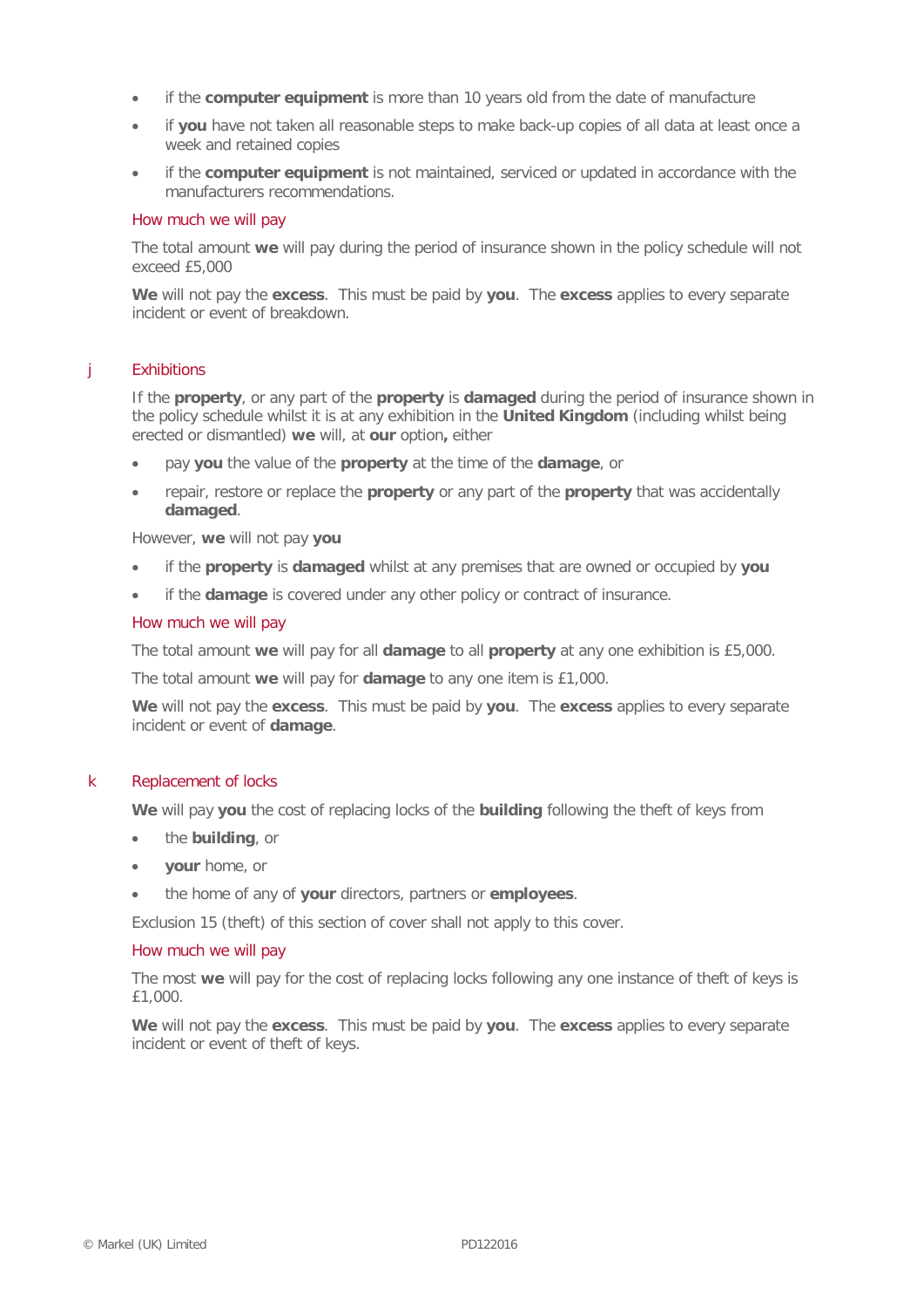- if the **computer equipment** is more than 10 years old from the date of manufacture
- if **you** have not taken all reasonable steps to make back-up copies of all data at least once a week and retained copies
- if the **computer equipment** is not maintained, serviced or updated in accordance with the manufacturers recommendations.

### How much we will pay

The total amount **we** will pay during the period of insurance shown in the policy schedule will not exceed £5,000

**We** will not pay the **excess**. This must be paid by **you**. The **excess** applies to every separate incident or event of breakdown.

## j Exhibitions

If the **property**, or any part of the **property** is **damaged** during the period of insurance shown in the policy schedule whilst it is at any exhibition in the **United Kingdom** (including whilst being erected or dismantled) **we** will, at **our** option**,** either

- pay **you** the value of the **property** at the time of the **damage**, or
- repair, restore or replace the **property** or any part of the **property** that was accidentally **damaged**.

However, **we** will not pay **you**

- if the **property** is **damaged** whilst at any premises that are owned or occupied by **you**
- if the **damage** is covered under any other policy or contract of insurance.

### How much we will pay

The total amount **we** will pay for all **damage** to all **property** at any one exhibition is £5,000.

The total amount **we** will pay for **damage** to any one item is £1,000.

**We** will not pay the **excess**. This must be paid by **you**. The **excess** applies to every separate incident or event of **damage**.

## k Replacement of locks

**We** will pay **you** the cost of replacing locks of the **building** following the theft of keys from

- the **building**, or
- **your** home, or
- the home of any of **your** directors, partners or **employees**.

Exclusion 15 (theft) of this section of cover shall not apply to this cover.

### How much we will pay

The most **we** will pay for the cost of replacing locks following any one instance of theft of keys is £1,000.

**We** will not pay the **excess**. This must be paid by **you**. The **excess** applies to every separate incident or event of theft of keys.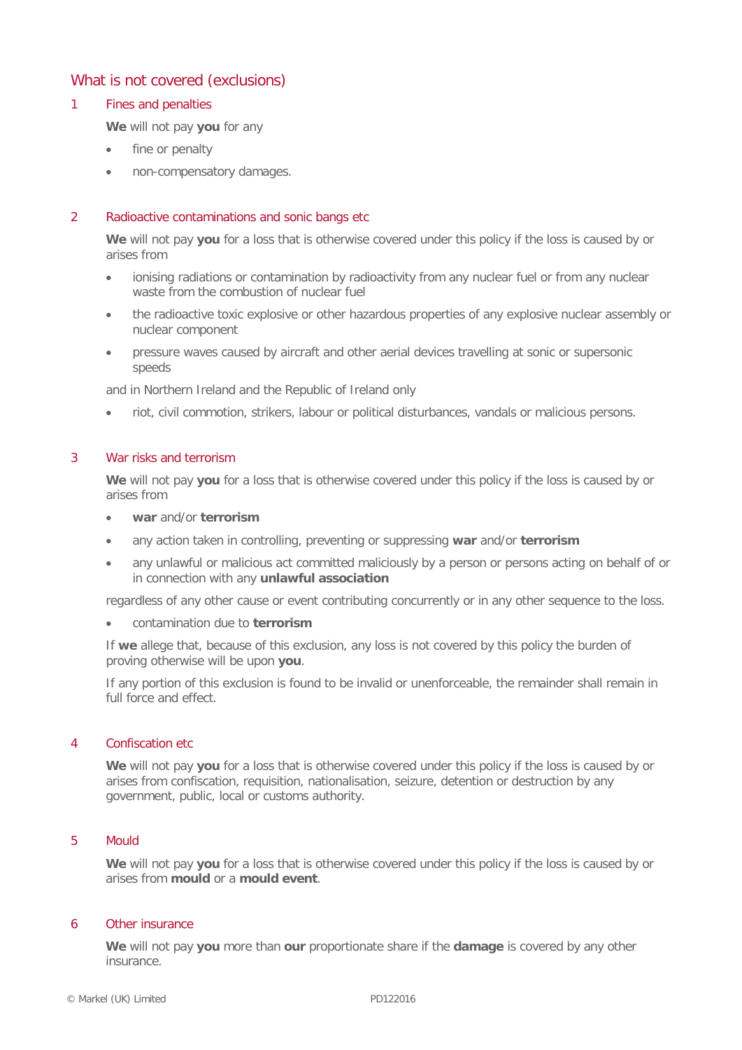## What is not covered (exclusions)

### 1 Fines and penalties

**We** will not pay **you** for any

- fine or penalty
- non-compensatory damages.

### 2 Radioactive contaminations and sonic bangs etc

**We** will not pay **you** for a loss that is otherwise covered under this policy if the loss is caused by or arises from

- ionising radiations or contamination by radioactivity from any nuclear fuel or from any nuclear waste from the combustion of nuclear fuel
- the radioactive toxic explosive or other hazardous properties of any explosive nuclear assembly or nuclear component
- pressure waves caused by aircraft and other aerial devices travelling at sonic or supersonic speeds

and in Northern Ireland and the Republic of Ireland only

- riot, civil commotion, strikers, labour or political disturbances, vandals or malicious persons.

### 3 War risks and terrorism

**We** will not pay **you** for a loss that is otherwise covered under this policy if the loss is caused by or arises from

- **war** and/or **terrorism**
- any action taken in controlling, preventing or suppressing **war** and/or **terrorism**
- any unlawful or malicious act committed maliciously by a person or persons acting on behalf of or in connection with any **unlawful association**

regardless of any other cause or event contributing concurrently or in any other sequence to the loss.

- contamination due to **terrorism**

If **we** allege that, because of this exclusion, any loss is not covered by this policy the burden of proving otherwise will be upon **you**.

If any portion of this exclusion is found to be invalid or unenforceable, the remainder shall remain in full force and effect.

### 4 Confiscation etc

**We** will not pay **you** for a loss that is otherwise covered under this policy if the loss is caused by or arises from confiscation, requisition, nationalisation, seizure, detention or destruction by any government, public, local or customs authority.

### 5 Mould

**We** will not pay **you** for a loss that is otherwise covered under this policy if the loss is caused by or arises from **mould** or a **mould event**.

### 6 Other insurance

**We** will not pay **you** more than **our** proportionate share if the **damage** is covered by any other insurance.

© Markel (UK) Limited PD122016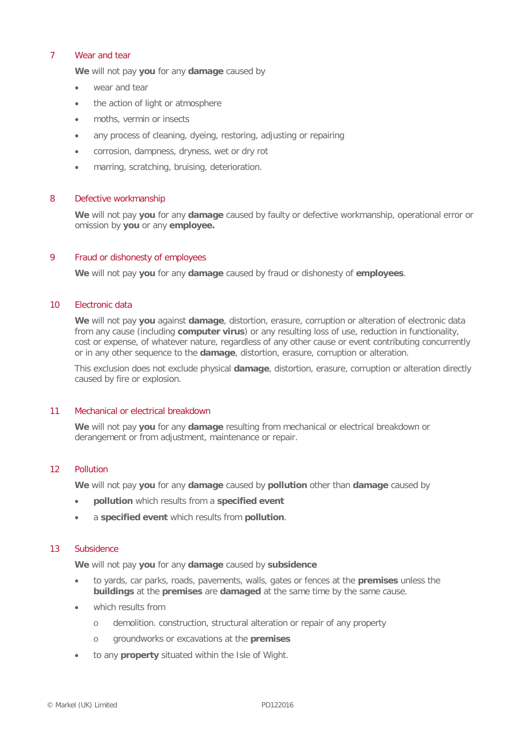## 7 Wear and tear

**We** will not pay **you** for any **damage** caused by

- wear and tear
- the action of light or atmosphere
- moths, vermin or insects
- any process of cleaning, dyeing, restoring, adjusting or repairing
- corrosion, dampness, dryness, wet or dry rot
- marring, scratching, bruising, deterioration.

## 8 Defective workmanship

**We** will not pay **you** for any **damage** caused by faulty or defective workmanship, operational error or omission by **you** or any **employee.**

## 9 Fraud or dishonesty of employees

**We** will not pay **you** for any **damage** caused by fraud or dishonesty of **employees**.

## 10 Electronic data

**We** will not pay **you** against **damage**, distortion, erasure, corruption or alteration of electronic data from any cause (including **computer virus**) or any resulting loss of use, reduction in functionality, cost or expense, of whatever nature, regardless of any other cause or event contributing concurrently or in any other sequence to the **damage**, distortion, erasure, corruption or alteration.

This exclusion does not exclude physical **damage**, distortion, erasure, corruption or alteration directly caused by fire or explosion.

## 11 Mechanical or electrical breakdown

**We** will not pay **you** for any **damage** resulting from mechanical or electrical breakdown or derangement or from adjustment, maintenance or repair.

## 12 Pollution

**We** will not pay **you** for any **damage** caused by **pollution** other than **damage** caused by

- **pollution** which results from a **specified event**
- a **specified event** which results from **pollution**.

## 13 Subsidence

**We** will not pay **you** for any **damage** caused by **subsidence**

- to yards, car parks, roads, pavements, walls, gates or fences at the **premises** unless the **buildings** at the **premises** are **damaged** at the same time by the same cause.
- which results from
  - demolition. construction, structural alteration or repair of any property
  - groundworks or excavations at the **premises**
- to any **property** situated within the Isle of Wight.

© Markel (UK) Limited PD122016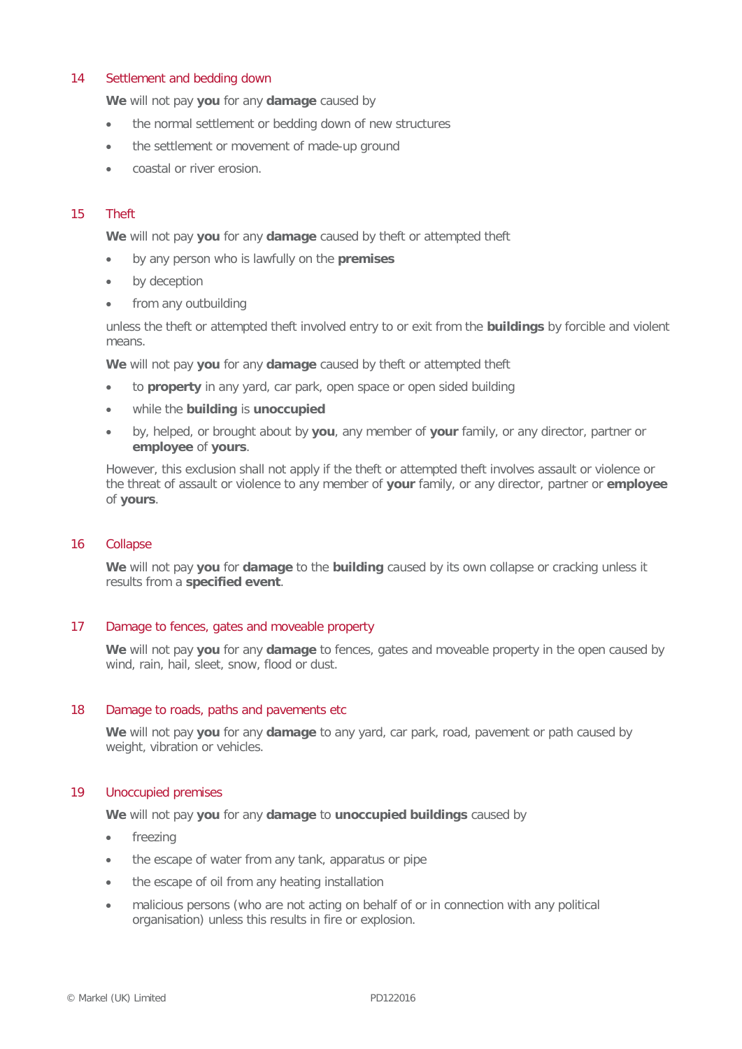## 14 Settlement and bedding down

**We** will not pay **you** for any **damage** caused by

- the normal settlement or bedding down of new structures
- the settlement or movement of made-up ground
- coastal or river erosion.

## 15 Theft

**We** will not pay **you** for any **damage** caused by theft or attempted theft

- by any person who is lawfully on the **premises**
- by deception
- from any outbuilding

unless the theft or attempted theft involved entry to or exit from the **buildings** by forcible and violent means.

**We** will not pay **you** for any **damage** caused by theft or attempted theft

- to **property** in any yard, car park, open space or open sided building
- while the **building** is **unoccupied**
- by, helped, or brought about by **you**, any member of **your** family, or any director, partner or **employee** of **yours**.

However, this exclusion shall not apply if the theft or attempted theft involves assault or violence or the threat of assault or violence to any member of **your** family, or any director, partner or **employee** of **yours**.

## 16 Collapse

**We** will not pay **you** for **damage** to the **building** caused by its own collapse or cracking unless it results from a **specified event**.

## 17 Damage to fences, gates and moveable property

**We** will not pay **you** for any **damage** to fences, gates and moveable property in the open caused by wind, rain, hail, sleet, snow, flood or dust.

## 18 Damage to roads, paths and pavements etc

**We** will not pay **you** for any **damage** to any yard, car park, road, pavement or path caused by weight, vibration or vehicles.

## 19 Unoccupied premises

**We** will not pay **you** for any **damage** to **unoccupied buildings** caused by

- freezing
- the escape of water from any tank, apparatus or pipe
- the escape of oil from any heating installation
- malicious persons (who are not acting on behalf of or in connection with any political organisation) unless this results in fire or explosion.

© Markel (UK) Limited PD122016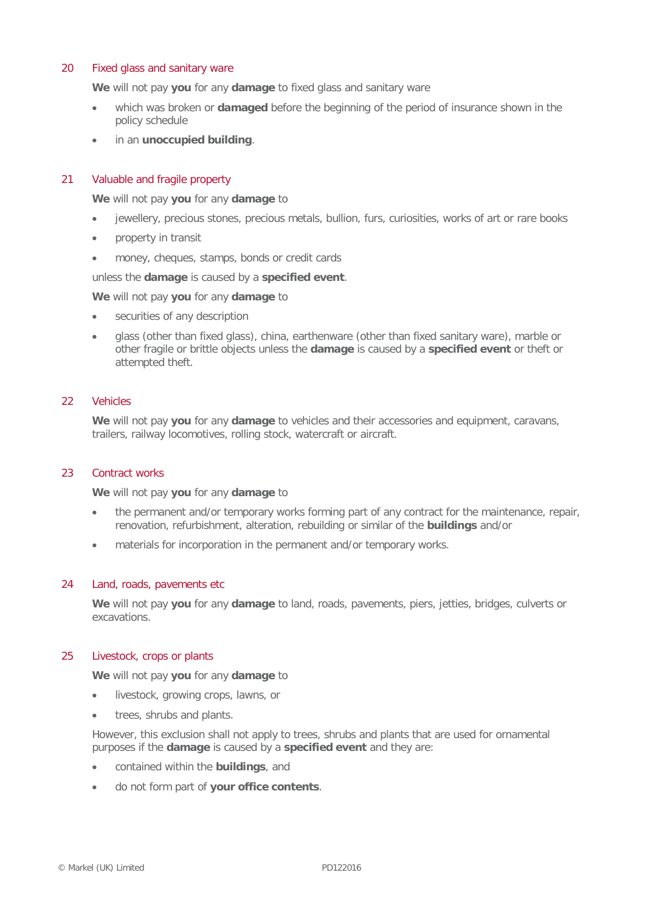### 20 Fixed glass and sanitary ware

**We** will not pay **you** for any **damage** to fixed glass and sanitary ware

- which was broken or **damaged** before the beginning of the period of insurance shown in the policy schedule
- in an **unoccupied building**.

### 21 Valuable and fragile property

**We** will not pay **you** for any **damage** to

- jewellery, precious stones, precious metals, bullion, furs, curiosities, works of art or rare books
- property in transit
- money, cheques, stamps, bonds or credit cards

unless the **damage** is caused by a **specified event**.

**We** will not pay **you** for any **damage** to

- securities of any description
- glass (other than fixed glass), china, earthenware (other than fixed sanitary ware), marble or other fragile or brittle objects unless the **damage** is caused by a **specified event** or theft or attempted theft.

### 22 Vehicles

**We** will not pay **you** for any **damage** to vehicles and their accessories and equipment, caravans, trailers, railway locomotives, rolling stock, watercraft or aircraft.

### 23 Contract works

**We** will not pay **you** for any **damage** to

- the permanent and/or temporary works forming part of any contract for the maintenance, repair, renovation, refurbishment, alteration, rebuilding or similar of the **buildings** and/or
- materials for incorporation in the permanent and/or temporary works.

### 24 Land, roads, pavements etc

**We** will not pay **you** for any **damage** to land, roads, pavements, piers, jetties, bridges, culverts or excavations.

### 25 Livestock, crops or plants

**We** will not pay **you** for any **damage** to

- livestock, growing crops, lawns, or
- trees, shrubs and plants.

However, this exclusion shall not apply to trees, shrubs and plants that are used for ornamental purposes if the **damage** is caused by a **specified event** and they are:

- contained within the **buildings**, and
- do not form part of **your office contents**.

© Markel (UK) Limited PD122016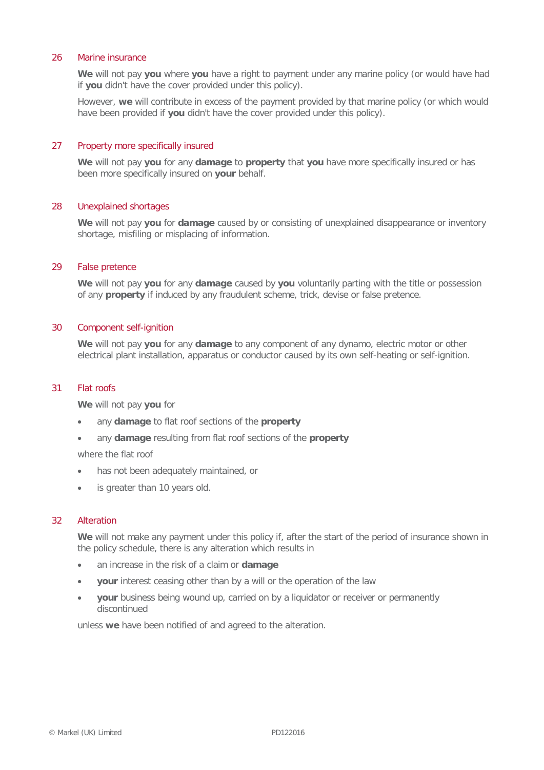## 26 Marine insurance

**We** will not pay **you** where **you** have a right to payment under any marine policy (or would have had if **you** didn't have the cover provided under this policy).

However, **we** will contribute in excess of the payment provided by that marine policy (or which would have been provided if **you** didn't have the cover provided under this policy).

## 27 Property more specifically insured

**We** will not pay **you** for any **damage** to **property** that **you** have more specifically insured or has been more specifically insured on **your** behalf.

## 28 Unexplained shortages

**We** will not pay **you** for **damage** caused by or consisting of unexplained disappearance or inventory shortage, misfiling or misplacing of information.

## 29 False pretence

**We** will not pay **you** for any **damage** caused by **you** voluntarily parting with the title or possession of any **property** if induced by any fraudulent scheme, trick, devise or false pretence.

## 30 Component self-ignition

**We** will not pay **you** for any **damage** to any component of any dynamo, electric motor or other electrical plant installation, apparatus or conductor caused by its own self-heating or self-ignition.

## 31 Flat roofs

**We** will not pay **you** for

- any **damage** to flat roof sections of the **property**
- any **damage** resulting from flat roof sections of the **property**

where the flat roof

- has not been adequately maintained, or
- is greater than 10 years old.

## 32 Alteration

**We** will not make any payment under this policy if, after the start of the period of insurance shown in the policy schedule, there is any alteration which results in

- an increase in the risk of a claim or **damage**
- **your** interest ceasing other than by a will or the operation of the law
- **your** business being wound up, carried on by a liquidator or receiver or permanently discontinued

unless **we** have been notified of and agreed to the alteration.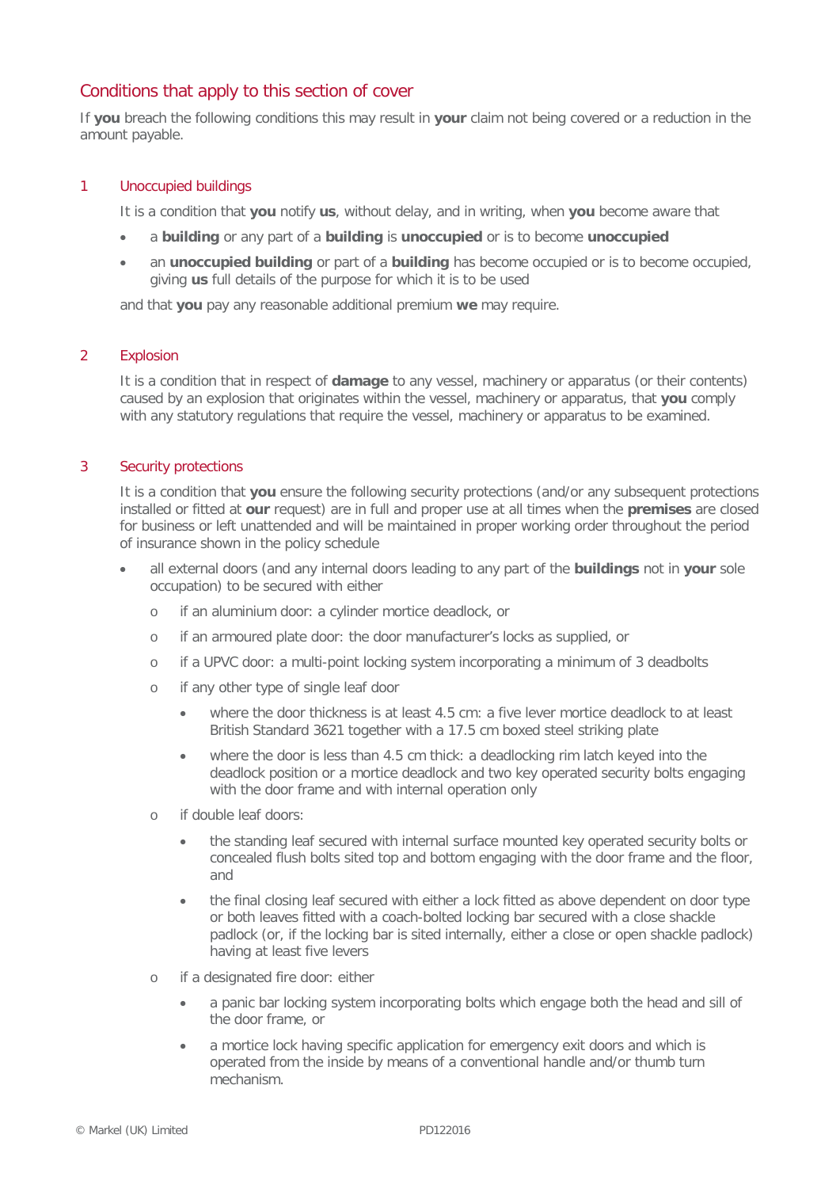## Conditions that apply to this section of cover

If **you** breach the following conditions this may result in **your** claim not being covered or a reduction in the amount payable.

### 1 Unoccupied buildings

It is a condition that **you** notify **us**, without delay, and in writing, when **you** become aware that

- a **building** or any part of a **building** is **unoccupied** or is to become **unoccupied**
- an **unoccupied building** or part of a **building** has become occupied or is to become occupied, giving **us** full details of the purpose for which it is to be used

and that **you** pay any reasonable additional premium **we** may require.

### 2 Explosion

It is a condition that in respect of **damage** to any vessel, machinery or apparatus (or their contents) caused by an explosion that originates within the vessel, machinery or apparatus, that **you** comply with any statutory regulations that require the vessel, machinery or apparatus to be examined.

### 3 Security protections

It is a condition that **you** ensure the following security protections (and/or any subsequent protections installed or fitted at **our** request) are in full and proper use at all times when the **premises** are closed for business or left unattended and will be maintained in proper working order throughout the period of insurance shown in the policy schedule

- all external doors (and any internal doors leading to any part of the **buildings** not in **your** sole occupation) to be secured with either
  - if an aluminium door: a cylinder mortice deadlock, or
  - if an armoured plate door: the door manufacturer's locks as supplied, or
  - if a UPVC door: a multi-point locking system incorporating a minimum of 3 deadbolts
  - if any other type of single leaf door
    - where the door thickness is at least 4.5 cm: a five lever mortice deadlock to at least British Standard 3621 together with a 17.5 cm boxed steel striking plate
    - where the door is less than 4.5 cm thick: a deadlocking rim latch keyed into the deadlock position or a mortice deadlock and two key operated security bolts engaging with the door frame and with internal operation only
  - if double leaf doors:
    - the standing leaf secured with internal surface mounted key operated security bolts or concealed flush bolts sited top and bottom engaging with the door frame and the floor, and
    - the final closing leaf secured with either a lock fitted as above dependent on door type or both leaves fitted with a coach-bolted locking bar secured with a close shackle padlock (or, if the locking bar is sited internally, either a close or open shackle padlock) having at least five levers
  - if a designated fire door: either
    - a panic bar locking system incorporating bolts which engage both the head and sill of the door frame, or
    - a mortice lock having specific application for emergency exit doors and which is operated from the inside by means of a conventional handle and/or thumb turn mechanism.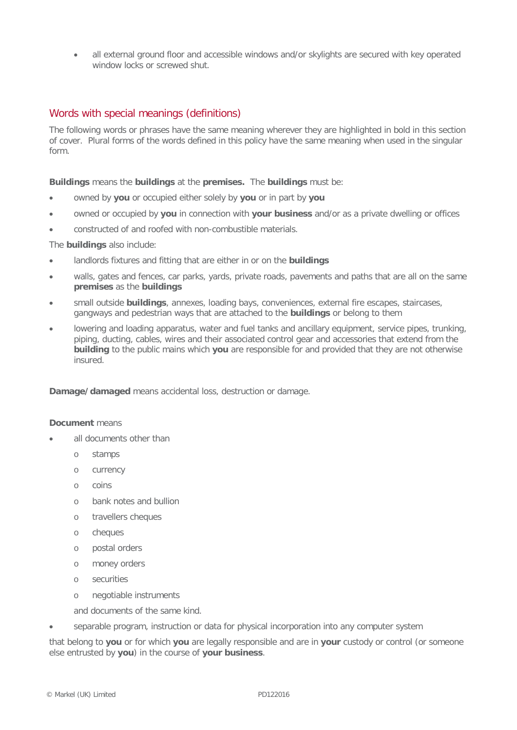- all external ground floor and accessible windows and/or skylights are secured with key operated window locks or screwed shut.

## Words with special meanings (definitions)

The following words or phrases have the same meaning wherever they are highlighted in bold in this section of cover. Plural forms of the words defined in this policy have the same meaning when used in the singular form.

**Buildings** means the **buildings** at the **premises.** The **buildings** must be:

- owned by **you** or occupied either solely by **you** or in part by **you**
- owned or occupied by **you** in connection with **your business** and/or as a private dwelling or offices
- constructed of and roofed with non-combustible materials.

The **buildings** also include:

- landlords fixtures and fitting that are either in or on the **buildings**
- walls, gates and fences, car parks, yards, private roads, pavements and paths that are all on the same **premises** as the **buildings**
- small outside **buildings**, annexes, loading bays, conveniences, external fire escapes, staircases, gangways and pedestrian ways that are attached to the **buildings** or belong to them
- lowering and loading apparatus, water and fuel tanks and ancillary equipment, service pipes, trunking, piping, ducting, cables, wires and their associated control gear and accessories that extend from the **building** to the public mains which **you** are responsible for and provided that they are not otherwise insured.

**Damage/damaged** means accidental loss, destruction or damage.

**Document** means

- all documents other than
  - stamps
  - currency
  - coins
  - bank notes and bullion
  - travellers cheques
  - cheques
  - postal orders
  - money orders
  - securities
  - negotiable instruments

  and documents of the same kind.
- separable program, instruction or data for physical incorporation into any computer system

that belong to **you** or for which **you** are legally responsible and are in **your** custody or control (or someone else entrusted by **you**) in the course of **your business**.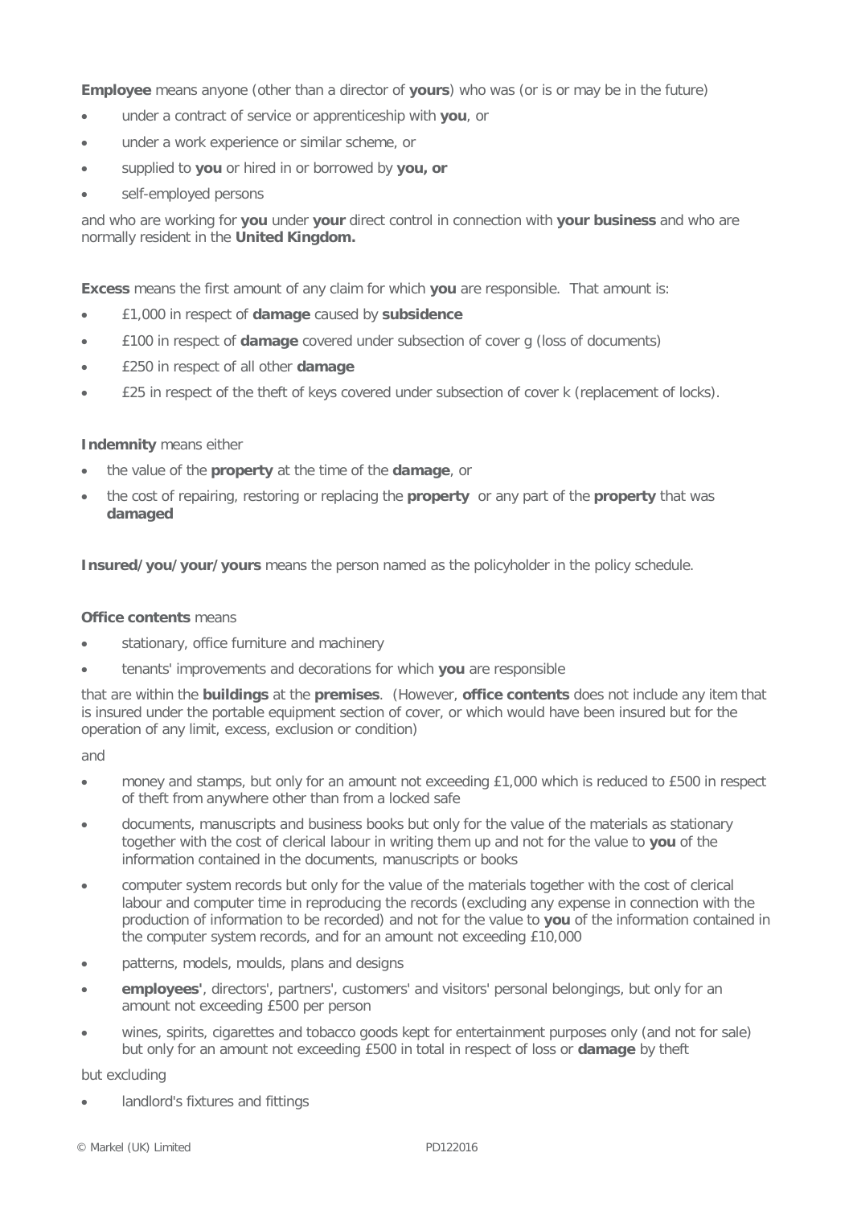**Employee** means anyone (other than a director of **yours**) who was (or is or may be in the future)

- under a contract of service or apprenticeship with **you**, or
- under a work experience or similar scheme, or
- supplied to **you** or hired in or borrowed by **you, or**
- self-employed persons

and who are working for **you** under **your** direct control in connection with **your business** and who are normally resident in the **United Kingdom.**

**Excess** means the first amount of any claim for which **you** are responsible. That amount is:

- £1,000 in respect of **damage** caused by **subsidence**
- £100 in respect of **damage** covered under subsection of cover g (loss of documents)
- £250 in respect of all other **damage**
- £25 in respect of the theft of keys covered under subsection of cover k (replacement of locks).

**Indemnity** means either

- the value of the **property** at the time of the **damage**, or
- the cost of repairing, restoring or replacing the **property** or any part of the **property** that was **damaged**

**Insured/you/your/yours** means the person named as the policyholder in the policy schedule.

**Office contents** means

- stationary, office furniture and machinery
- tenants' improvements and decorations for which **you** are responsible

that are within the **buildings** at the **premises**. (However, **office contents** does not include any item that is insured under the portable equipment section of cover, or which would have been insured but for the operation of any limit, excess, exclusion or condition)

and

- money and stamps, but only for an amount not exceeding £1,000 which is reduced to £500 in respect of theft from anywhere other than from a locked safe
- documents, manuscripts and business books but only for the value of the materials as stationary together with the cost of clerical labour in writing them up and not for the value to **you** of the information contained in the documents, manuscripts or books
- computer system records but only for the value of the materials together with the cost of clerical labour and computer time in reproducing the records (excluding any expense in connection with the production of information to be recorded) and not for the value to **you** of the information contained in the computer system records, and for an amount not exceeding £10,000
- patterns, models, moulds, plans and designs
- **employees'**, directors', partners', customers' and visitors' personal belongings, but only for an amount not exceeding £500 per person
- wines, spirits, cigarettes and tobacco goods kept for entertainment purposes only (and not for sale) but only for an amount not exceeding £500 in total in respect of loss or **damage** by theft

but excluding

- landlord's fixtures and fittings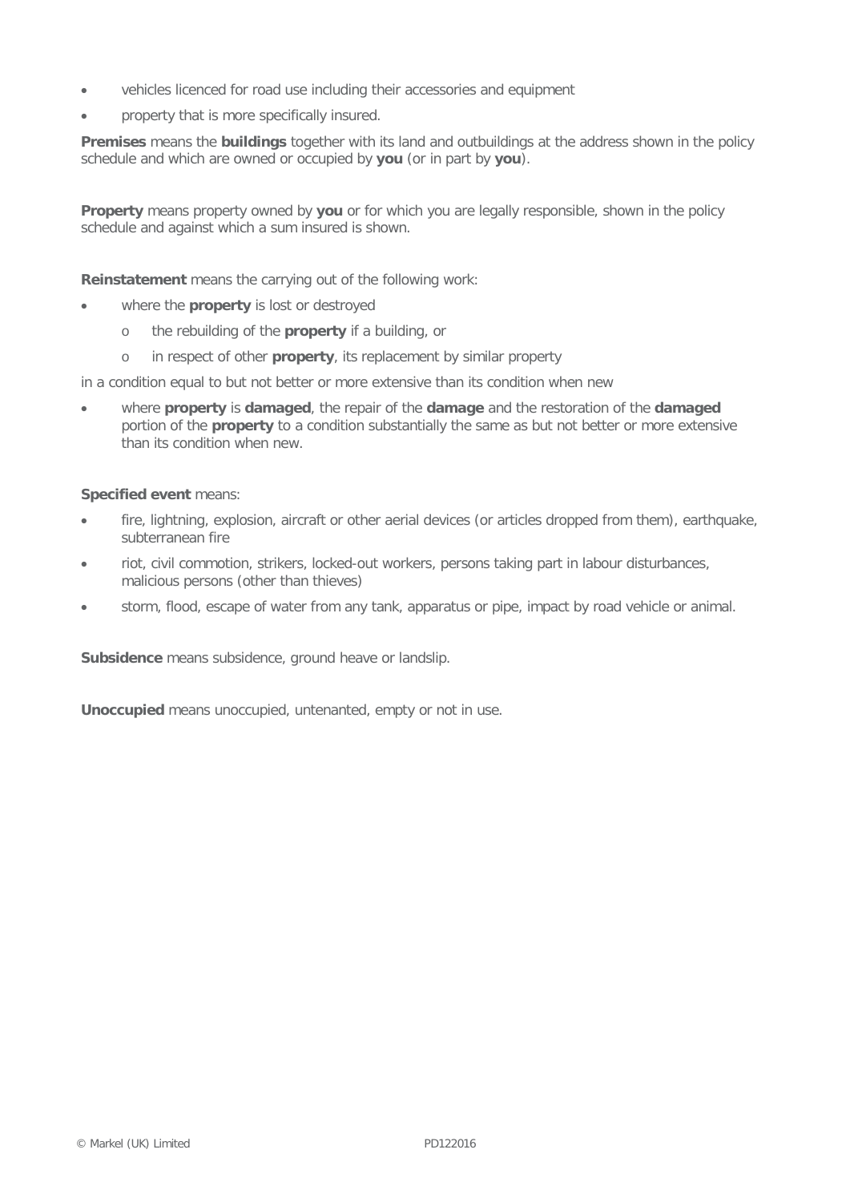- vehicles licenced for road use including their accessories and equipment
- property that is more specifically insured.

**Premises** means the **buildings** together with its land and outbuildings at the address shown in the policy schedule and which are owned or occupied by **you** (or in part by **you**).

**Property** means property owned by **you** or for which you are legally responsible, shown in the policy schedule and against which a sum insured is shown.

**Reinstatement** means the carrying out of the following work:

- where the **property** is lost or destroyed
  - o the rebuilding of the **property** if a building, or
  - o in respect of other **property**, its replacement by similar property

in a condition equal to but not better or more extensive than its condition when new

- where **property** is **damaged**, the repair of the **damage** and the restoration of the **damaged** portion of the **property** to a condition substantially the same as but not better or more extensive than its condition when new.

**Specified event** means:

- fire, lightning, explosion, aircraft or other aerial devices (or articles dropped from them), earthquake, subterranean fire
- riot, civil commotion, strikers, locked-out workers, persons taking part in labour disturbances, malicious persons (other than thieves)
- storm, flood, escape of water from any tank, apparatus or pipe, impact by road vehicle or animal.

**Subsidence** means subsidence, ground heave or landslip.

**Unoccupied** means unoccupied, untenanted, empty or not in use.

© Markel (UK) Limited PD122016